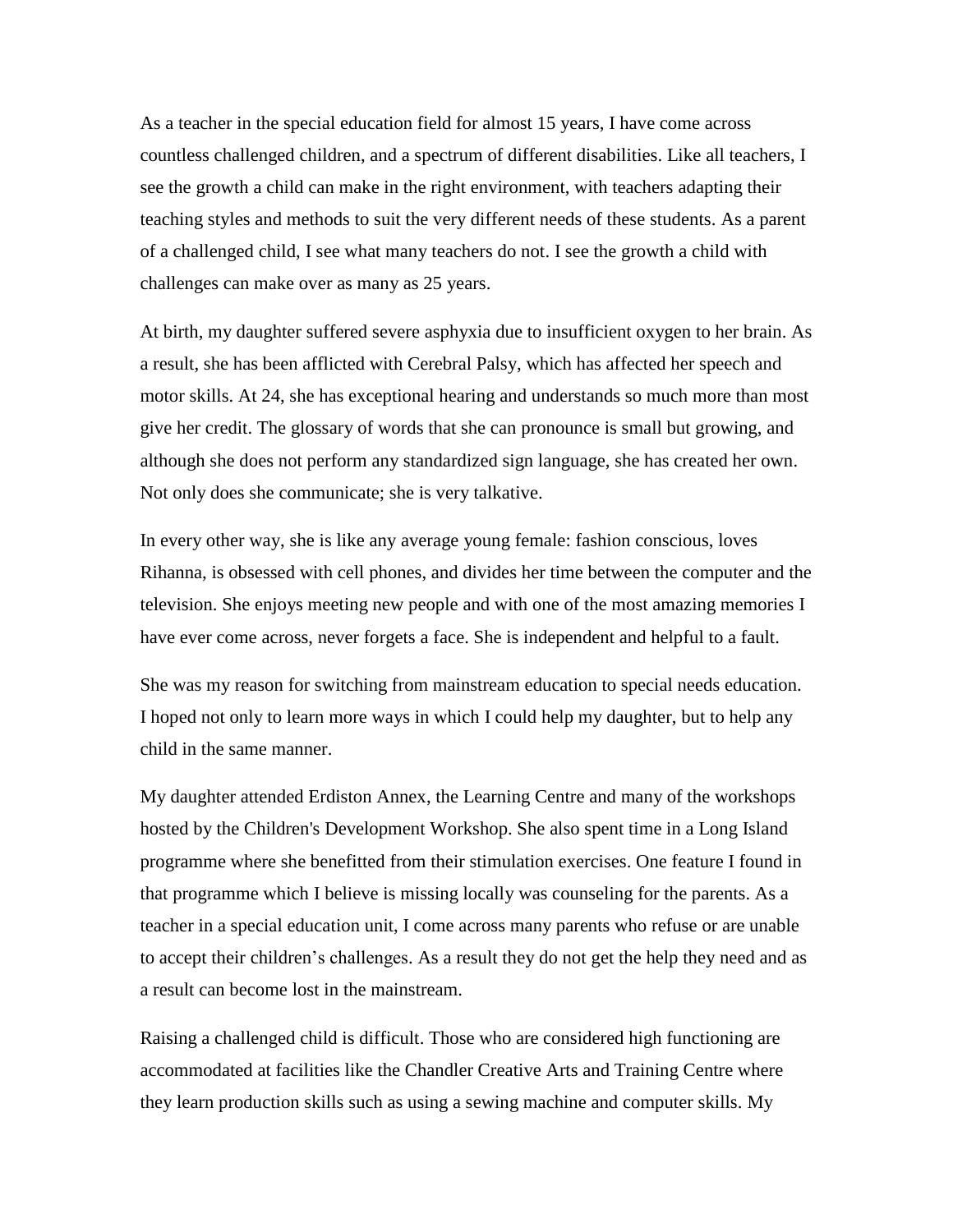As a teacher in the special education field for almost 15 years, I have come across countless challenged children, and a spectrum of different disabilities. Like all teachers, I see the growth a child can make in the right environment, with teachers adapting their teaching styles and methods to suit the very different needs of these students. As a parent of a challenged child, I see what many teachers do not. I see the growth a child with challenges can make over as many as 25 years.

At birth, my daughter suffered severe asphyxia due to insufficient oxygen to her brain. As a result, she has been afflicted with Cerebral Palsy, which has affected her speech and motor skills. At 24, she has exceptional hearing and understands so much more than most give her credit. The glossary of words that she can pronounce is small but growing, and although she does not perform any standardized sign language, she has created her own. Not only does she communicate; she is very talkative.

In every other way, she is like any average young female: fashion conscious, loves Rihanna, is obsessed with cell phones, and divides her time between the computer and the television. She enjoys meeting new people and with one of the most amazing memories I have ever come across, never forgets a face. She is independent and helpful to a fault.

She was my reason for switching from mainstream education to special needs education. I hoped not only to learn more ways in which I could help my daughter, but to help any child in the same manner.

My daughter attended Erdiston Annex, the Learning Centre and many of the workshops hosted by the Children's Development Workshop. She also spent time in a Long Island programme where she benefitted from their stimulation exercises. One feature I found in that programme which I believe is missing locally was counseling for the parents. As a teacher in a special education unit, I come across many parents who refuse or are unable to accept their children's challenges. As a result they do not get the help they need and as a result can become lost in the mainstream.

Raising a challenged child is difficult. Those who are considered high functioning are accommodated at facilities like the Chandler Creative Arts and Training Centre where they learn production skills such as using a sewing machine and computer skills. My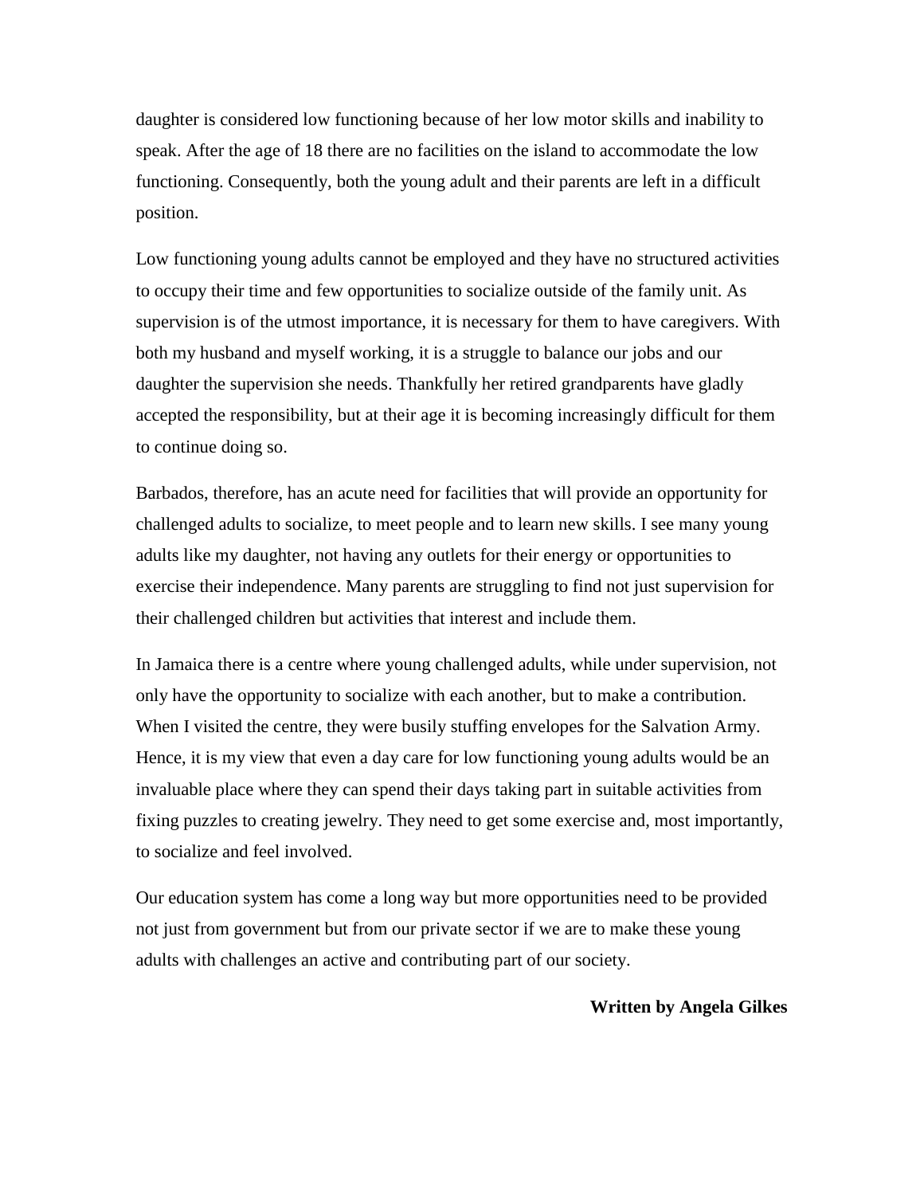daughter is considered low functioning because of her low motor skills and inability to speak. After the age of 18 there are no facilities on the island to accommodate the low functioning. Consequently, both the young adult and their parents are left in a difficult position.

Low functioning young adults cannot be employed and they have no structured activities to occupy their time and few opportunities to socialize outside of the family unit. As supervision is of the utmost importance, it is necessary for them to have caregivers. With both my husband and myself working, it is a struggle to balance our jobs and our daughter the supervision she needs. Thankfully her retired grandparents have gladly accepted the responsibility, but at their age it is becoming increasingly difficult for them to continue doing so.

Barbados, therefore, has an acute need for facilities that will provide an opportunity for challenged adults to socialize, to meet people and to learn new skills. I see many young adults like my daughter, not having any outlets for their energy or opportunities to exercise their independence. Many parents are struggling to find not just supervision for their challenged children but activities that interest and include them.

In Jamaica there is a centre where young challenged adults, while under supervision, not only have the opportunity to socialize with each another, but to make a contribution. When I visited the centre, they were busily stuffing envelopes for the Salvation Army. Hence, it is my view that even a day care for low functioning young adults would be an invaluable place where they can spend their days taking part in suitable activities from fixing puzzles to creating jewelry. They need to get some exercise and, most importantly, to socialize and feel involved.

Our education system has come a long way but more opportunities need to be provided not just from government but from our private sector if we are to make these young adults with challenges an active and contributing part of our society.

**Written by Angela Gilkes**